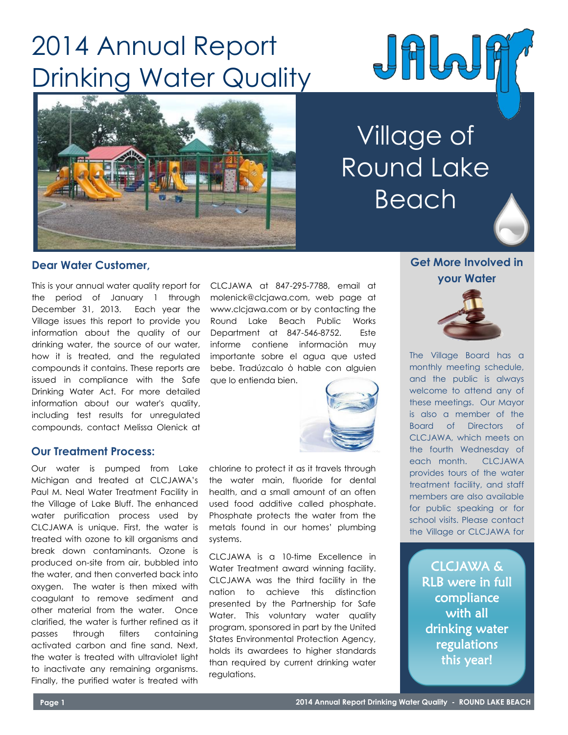# 2014 Annual Report Drinking Water Quality

## Village of Round Lake Beach

### Dear Water Customer,

This is your annual water quality report for the period of January 1 through December 31, 2013. Each year the Village issues this report to provide you information about the quality of our drinking water, the source of our water, how it is treated, and the regulated compounds it contains. These reports are issued in compliance with the Safe Drinking Water Act. For more detailed information about our water's quality, including test results for unregulated compounds, contact Melissa Olenick at CLCJAWA at 847-295-7788, email at molenick@clcjawa.com, web page at www.clcjawa.com or by contacting the Round Lake Beach Public Works Department at 847-546-8752. Este informe contiene informaciòn muy importante sobre el agua que usted bebe. Tradúzcalo ò hable con alguien que lo entienda bien.

### Our Treatment Process:

Our water is pumped from Lake Michigan and treated at CLCJAWA's Paul M. Neal Water Treatment Facility in the Village of Lake Bluff. The enhanced water purification process used by CLCJAWA is unique. First, the water is treated with ozone to kill organisms and break down contaminants. Ozone is produced on-site from air, bubbled into the water, and then converted back into oxygen. The water is then mixed with coagulant to remove sediment and other material from the water. Once clarified, the water is further refined as it passes through filters containing activated carbon and fine sand. Next, the water is treated with ultraviolet light to inactivate any remaining organisms. Finally, the purified water is treated with chlorine to protect it as it travels through the water main, fluoride for dental health, and a small amount of an often used food additive called phosphate. Phosphate protects the water from the metals found in our homes' plumbing systems.

CLCJAWA is a 10-time Excellence in Water Treatment award winning facility. CLCJAWA was the third facility in the nation to achieve this distinction presented by the Partnership for Safe Water. This voluntary water quality program, sponsored in part by the United States Environmental Protection Agency, holds its awardees to higher standards than required by current drinking water regulations.

### Get More Involved in your Water

The Village Board has a monthly meeting schedule, and the public is always welcome to attend any of these meetings. Our Mayor is also a member of the Board of Directors of CLCJAWA, which meets on the fourth Wednesday of each month. CLCJAWA provides tours of the water treatment facility, and staff members are also available for public speaking or for school visits. Please contact the Village or CLCJAWA for

**CLCJAWA & RLB were in full compliance with all drinking water regulations this year!**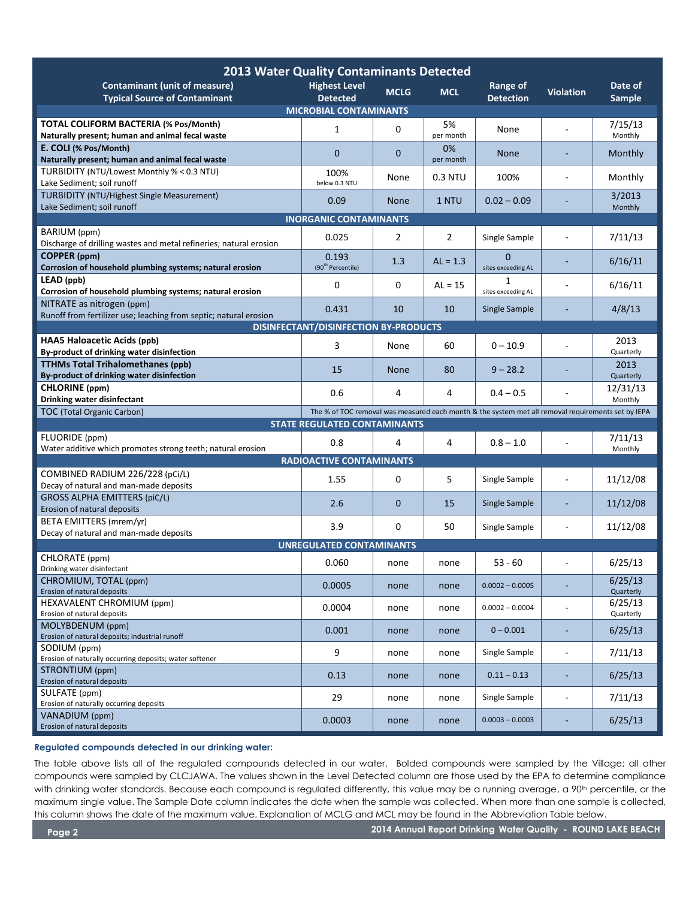## 2013 Water Quality Contaminants Detected

| Contaminant (unit of measure) Typical Source of Contaminant | Highest Level Detected | MCLG | MCL | Range of Detection | Violation | Date of Sample |
|---|---|---|---|---|---|---|
| **MICROBIAL CONTAMINANTS** | | | | | | |
| **TOTAL COLIFORM BACTERIA (% Pos/Month)** **Naturally present; human and animal fecal waste** | 1 | 0 | 5% per month | None | - | 7/15/13 Monthly |
| **E. COLI (% Pos/Month)** **Naturally present; human and animal fecal waste** | 0 | 0 | 0% per month | None | - | Monthly |
| TURBIDITY (NTU/Lowest Monthly % < 0.3 NTU) Lake Sediment; soil runoff | 100% below 0.3 NTU | None | 0.3 NTU | 100% | - | Monthly |
| TURBIDITY (NTU/Highest Single Measurement) Lake Sediment; soil runoff | 0.09 | None | 1 NTU | 0.02 – 0.09 | - | 3/2013 Monthly |
| **INORGANIC CONTAMINANTS** | | | | | | |
| BARIUM (ppm) Discharge of drilling wastes and metal refineries; natural erosion | 0.025 | 2 | 2 | Single Sample | - | 7/11/13 |
| **COPPER (ppm)** **Corrosion of household plumbing systems; natural erosion** | 0.193 (90th Percentile) | 1.3 | AL = 1.3 | 0 sites exceeding AL | - | 6/16/11 |
| **LEAD (ppb)** **Corrosion of household plumbing systems; natural erosion** | 0 | 0 | AL = 15 | 1 sites exceeding AL | - | 6/16/11 |
| NITRATE as nitrogen (ppm) Runoff from fertilizer use; leaching from septic; natural erosion | 0.431 | 10 | 10 | Single Sample | - | 4/8/13 |
| **DISINFECTANT/DISINFECTION BY-PRODUCTS** | | | | | | |
| **HAA5 Haloacetic Acids (ppb)** **By-product of drinking water disinfection** | 3 | None | 60 | 0 – 10.9 | - | 2013 Quarterly |
| **TTHMs Total Trihalomethanes (ppb)** **By-product of drinking water disinfection** | 15 | None | 80 | 9 – 28.2 | - | 2013 Quarterly |
| **CHLORINE (ppm)** **Drinking water disinfectant** | 0.6 | 4 | 4 | 0.4 – 0.5 | - | 12/31/13 Monthly |
| TOC (Total Organic Carbon) | The % of TOC removal was measured each month & the system met all removal requirements set by IEPA | | | | | |
| **STATE REGULATED CONTAMINANTS** | | | | | | |
| FLUORIDE (ppm) Water additive which promotes strong teeth; natural erosion | 0.8 | 4 | 4 | 0.8 – 1.0 | - | 7/11/13 Monthly |
| **RADIOACTIVE CONTAMINANTS** | | | | | | |
| COMBINED RADIUM 226/228 (pCi/L) Decay of natural and man-made deposits | 1.55 | 0 | 5 | Single Sample | - | 11/12/08 |
| GROSS ALPHA EMITTERS (piC/L) Erosion of natural deposits | 2.6 | 0 | 15 | Single Sample | - | 11/12/08 |
| BETA EMITTERS (mrem/yr) Decay of natural and man-made deposits | 3.9 | 0 | 50 | Single Sample | - | 11/12/08 |
| **UNREGULATED CONTAMINANTS** | | | | | | |
| CHLORATE (ppm) Drinking water disinfectant | 0.060 | none | none | 53 - 60 | - | 6/25/13 |
| CHROMIUM, TOTAL (ppm) Erosion of natural deposits | 0.0005 | none | none | 0.0002 – 0.0005 | - | 6/25/13 Quarterly |
| HEXAVALENT CHROMIUM (ppm) Erosion of natural deposits | 0.0004 | none | none | 0.0002 – 0.0004 | - | 6/25/13 Quarterly |
| MOLYBDENUM (ppm) Erosion of natural deposits; industrial runoff | 0.001 | none | none | 0 – 0.001 | - | 6/25/13 |
| SODIUM (ppm) Erosion of naturally occurring deposits; water softener | 9 | none | none | Single Sample | - | 7/11/13 |
| STRONTIUM (ppm) Erosion of natural deposits | 0.13 | none | none | 0.11 – 0.13 | - | 6/25/13 |
| SULFATE (ppm) Erosion of naturally occurring deposits | 29 | none | none | Single Sample | - | 7/11/13 |
| VANADIUM (ppm) Erosion of natural deposits | 0.0003 | none | none | 0.0003 – 0.0003 | - | 6/25/13 |

**Regulated compounds detected in our drinking water:**

The table above lists all of the regulated compounds detected in our water. Bolded compounds were sampled by the Village; all other compounds were sampled by CLCJAWA. The values shown in the Level Detected column are those used by the EPA to determine compliance with drinking water standards. Because each compound is regulated differently, this value may be a running average, a 90th percentile, or the maximum single value. The Sample Date column indicates the date when the sample was collected. When more than one sample is collected, this column shows the date of the maximum value. Explanation of MCLG and MCL may be found in the Abbreviation Table below.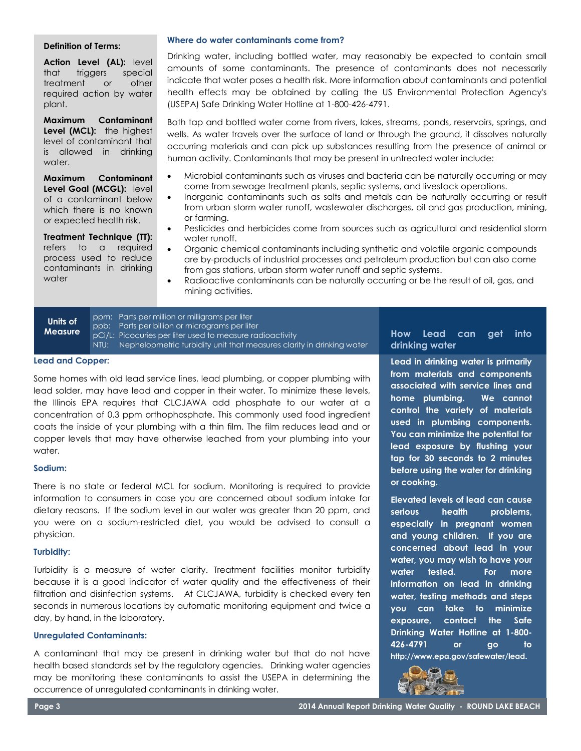### Definition of Terms:

**Action Level (AL):** level that triggers special treatment or other required action by water plant.

**Maximum Contaminant Level (MCL):** the highest level of contaminant that is allowed in drinking water.

**Maximum Contaminant Level Goal (MCGL):** level of a contaminant below which there is no known or expected health risk.

**Treatment Technique (TT):** refers to a required process used to reduce contaminants in drinking water

### Where do water contaminants come from?

Drinking water, including bottled water, may reasonably be expected to contain small amounts of some contaminants. The presence of contaminants does not necessarily indicate that water poses a health risk. More information about contaminants and potential health effects may be obtained by calling the US Environmental Protection Agency's (USEPA) Safe Drinking Water Hotline at 1-800-426-4791.

Both tap and bottled water come from rivers, lakes, streams, ponds, reservoirs, springs, and wells. As water travels over the surface of land or through the ground, it dissolves naturally occurring materials and can pick up substances resulting from the presence of animal or human activity. Contaminants that may be present in untreated water include:

- Microbial contaminants such as viruses and bacteria can be naturally occurring or may come from sewage treatment plants, septic systems, and livestock operations.
- Inorganic contaminants such as salts and metals can be naturally occurring or result from urban storm water runoff, wastewater discharges, oil and gas production, mining, or farming.
- Pesticides and herbicides come from sources such as agricultural and residential storm water runoff.
- Organic chemical contaminants including synthetic and volatile organic compounds are by-products of industrial processes and petroleum production but can also come from gas stations, urban storm water runoff and septic systems.
- Radioactive contaminants can be naturally occurring or be the result of oil, gas, and mining activities.

**Units of Measure**

- ppm: Parts per million or milligrams per liter
- ppb: Parts per billion or micrograms per liter
- pCi/L: Picocuries per liter used to measure radioactivity
- NTU: Nephelopmetric turbidity unit that measures clarity in drinking water

### Lead and Copper:

Some homes with old lead service lines, lead plumbing, or copper plumbing with lead solder, may have lead and copper in their water. To minimize these levels, the Illinois EPA requires that CLCJAWA add phosphate to our water at a concentration of 0.3 ppm orthophosphate. This commonly used food ingredient coats the inside of your plumbing with a thin film. The film reduces lead and or copper levels that may have otherwise leached from your plumbing into your water.

### Sodium:

There is no state or federal MCL for sodium. Monitoring is required to provide information to consumers in case you are concerned about sodium intake for dietary reasons. If the sodium level in our water was greater than 20 ppm, and you were on a sodium-restricted diet, you would be advised to consult a physician.

### Turbidity:

Turbidity is a measure of water clarity. Treatment facilities monitor turbidity because it is a good indicator of water quality and the effectiveness of their filtration and disinfection systems. At CLCJAWA, turbidity is checked every ten seconds in numerous locations by automatic monitoring equipment and twice a day, by hand, in the laboratory.

### Unregulated Contaminants:

A contaminant that may be present in drinking water but that do not have health based standards set by the regulatory agencies. Drinking water agencies may be monitoring these contaminants to assist the USEPA in determining the occurrence of unregulated contaminants in drinking water.

### How Lead can get into drinking water

**Lead in drinking water is primarily from materials and components associated with service lines and home plumbing. We cannot control the variety of materials used in plumbing components. You can minimize the potential for lead exposure by flushing your tap for 30 seconds to 2 minutes before using the water for drinking or cooking.**

**Elevated levels of lead can cause serious health problems, especially in pregnant women and young children. If you are concerned about lead in your water, you may wish to have your water tested. For more information on lead in drinking water, testing methods and steps you can take to minimize exposure, contact the Safe Drinking Water Hotline at 1-800-426-4791 or go to http://www.epa.gov/safewater/lead.**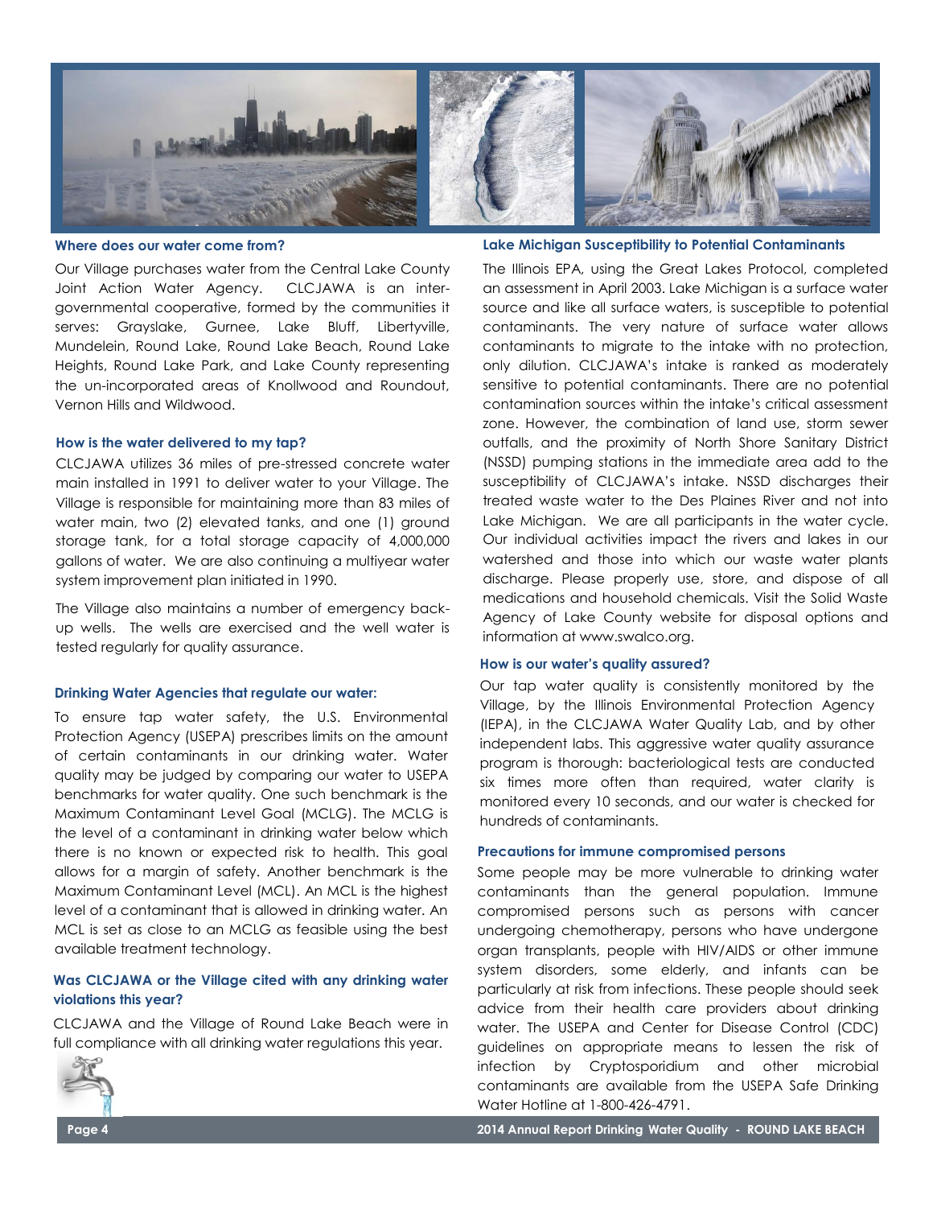### Where does our water come from?

Our Village purchases water from the Central Lake County Joint Action Water Agency. CLCJAWA is an inter-governmental cooperative, formed by the communities it serves: Grayslake, Gurnee, Lake Bluff, Libertyville, Mundelein, Round Lake, Round Lake Beach, Round Lake Heights, Round Lake Park, and Lake County representing the un-incorporated areas of Knollwood and Roundout, Vernon Hills and Wildwood.

### How is the water delivered to my tap?

CLCJAWA utilizes 36 miles of pre-stressed concrete water main installed in 1991 to deliver water to your Village. The Village is responsible for maintaining more than 83 miles of water main, two (2) elevated tanks, and one (1) ground storage tank, for a total storage capacity of 4,000,000 gallons of water. We are also continuing a multiyear water system improvement plan initiated in 1990.

The Village also maintains a number of emergency back-up wells. The wells are exercised and the well water is tested regularly for quality assurance.

### Drinking Water Agencies that regulate our water:

To ensure tap water safety, the U.S. Environmental Protection Agency (USEPA) prescribes limits on the amount of certain contaminants in our drinking water. Water quality may be judged by comparing our water to USEPA benchmarks for water quality. One such benchmark is the Maximum Contaminant Level Goal (MCLG). The MCLG is the level of a contaminant in drinking water below which there is no known or expected risk to health. This goal allows for a margin of safety. Another benchmark is the Maximum Contaminant Level (MCL). An MCL is the highest level of a contaminant that is allowed in drinking water. An MCL is set as close to an MCLG as feasible using the best available treatment technology.

### Was CLCJAWA or the Village cited with any drinking water violations this year?

CLCJAWA and the Village of Round Lake Beach were in full compliance with all drinking water regulations this year.

### Lake Michigan Susceptibility to Potential Contaminants

The Illinois EPA, using the Great Lakes Protocol, completed an assessment in April 2003. Lake Michigan is a surface water source and like all surface waters, is susceptible to potential contaminants. The very nature of surface water allows contaminants to migrate to the intake with no protection, only dilution. CLCJAWA's intake is ranked as moderately sensitive to potential contaminants. There are no potential contamination sources within the intake's critical assessment zone. However, the combination of land use, storm sewer outfalls, and the proximity of North Shore Sanitary District (NSSD) pumping stations in the immediate area add to the susceptibility of CLCJAWA's intake. NSSD discharges their treated waste water to the Des Plaines River and not into Lake Michigan. We are all participants in the water cycle. Our individual activities impact the rivers and lakes in our watershed and those into which our waste water plants discharge. Please properly use, store, and dispose of all medications and household chemicals. Visit the Solid Waste Agency of Lake County website for disposal options and information at www.swalco.org.

### How is our water's quality assured?

Our tap water quality is consistently monitored by the Village, by the Illinois Environmental Protection Agency (IEPA), in the CLCJAWA Water Quality Lab, and by other independent labs. This aggressive water quality assurance program is thorough: bacteriological tests are conducted six times more often than required, water clarity is monitored every 10 seconds, and our water is checked for hundreds of contaminants.

### Precautions for immune compromised persons

Some people may be more vulnerable to drinking water contaminants than the general population. Immune compromised persons such as persons with cancer undergoing chemotherapy, persons who have undergone organ transplants, people with HIV/AIDS or other immune system disorders, some elderly, and infants can be particularly at risk from infections. These people should seek advice from their health care providers about drinking water. The USEPA and Center for Disease Control (CDC) guidelines on appropriate means to lessen the risk of infection by Cryptosporidium and other microbial contaminants are available from the USEPA Safe Drinking Water Hotline at 1-800-426-4791.